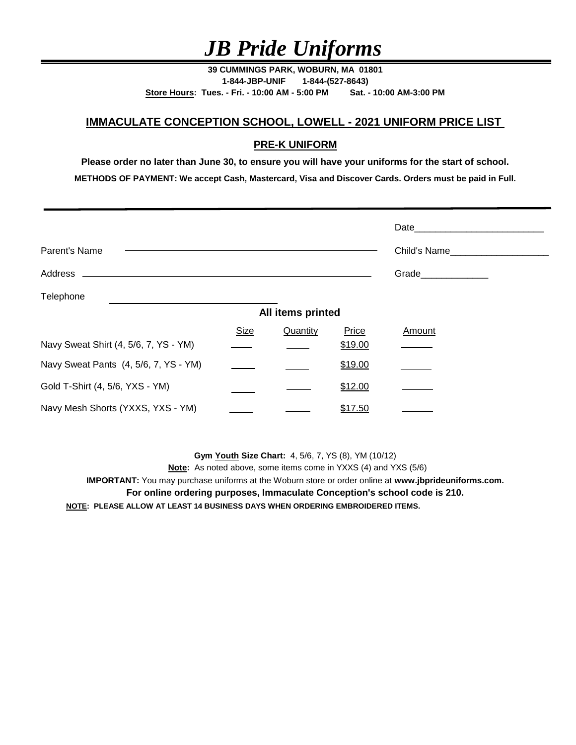# *JB Pride Uniforms*

**39 CUMMINGS PARK, WOBURN, MA 01801**

**1-844-JBP-UNIF 1-844-(527-8643)**

**Store Hours: Tues. - Fri. - 10:00 AM - 5:00 PM Sat. - 10:00 AM-3:00 PM**

## IMMACULATE CONCEPTION SCHOOL, LOWELL - 2021 UNIFORM PRICE LIST

### PRE-K UNIFORM

**Please order no later than June 30, to ensure you will have your uniforms for the start of school.**

**METHODS OF PAYMENT: We accept Cash, Mastercard, Visa and Discover Cards. Orders must be paid in Full.**

Date_________________________

Parent's Name ______________________________ Child's Name___________________

Address ______________________________ Grade_____________

Telephone ______________________________

**All items printed**

| | Size | Quantity | Price | Amount |
|---|---|---|---|---|
| Navy Sweat Shirt (4, 5/6, 7, YS - YM) | ____ | ____ | $19.00 | ______ |
| Navy Sweat Pants (4, 5/6, 7, YS - YM) | ____ | ____ | $19.00 | ______ |
| Gold T-Shirt (4, 5/6, YXS - YM) | ____ | ____ | $12.00 | ______ |
| Navy Mesh Shorts (YXXS, YXS - YM) | ____ | ____ | $17.50 | ______ |

**Gym Youth Size Chart:** 4, 5/6, 7, YS (8), YM (10/12)

**Note:** As noted above, some items come in YXXS (4) and YXS (5/6)

**IMPORTANT:** You may purchase uniforms at the Woburn store or order online at **www.jbprideuniforms.com.**

**For online ordering purposes, Immaculate Conception's school code is 210.**

**NOTE: PLEASE ALLOW AT LEAST 14 BUSINESS DAYS WHEN ORDERING EMBROIDERED ITEMS.**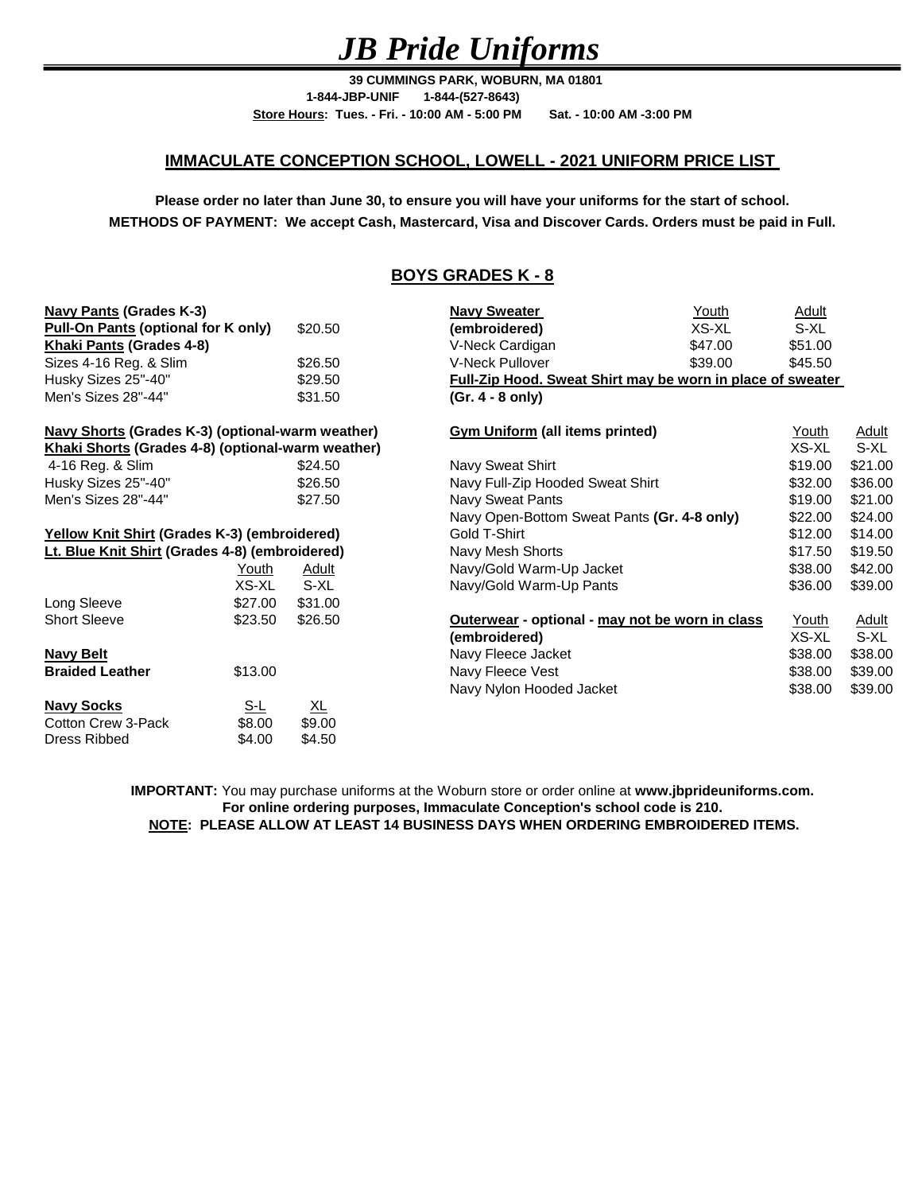# *JB Pride Uniforms*

**39 CUMMINGS PARK, WOBURN, MA 01801**
**1-844-JBP-UNIF 1-844-(527-8643)**
**Store Hours: Tues. - Fri. - 10:00 AM - 5:00 PM Sat. - 10:00 AM -3:00 PM**

## IMMACULATE CONCEPTION SCHOOL, LOWELL - 2021 UNIFORM PRICE LIST

**Please order no later than June 30, to ensure you will have your uniforms for the start of school.**
**METHODS OF PAYMENT: We accept Cash, Mastercard, Visa and Discover Cards. Orders must be paid in Full.**

## BOYS GRADES K - 8

**Navy Pants (Grades K-3)**

| **Pull-On Pants (optional for K only)** | $20.50 |
|---|---|

**Khaki Pants (Grades 4-8)**

| Item | Price |
|---|---|
| Sizes 4-16 Reg. & Slim | $26.50 |
| Husky Sizes 25"-40" | $29.50 |
| Men's Sizes 28"-44" | $31.50 |

**Navy Shorts (Grades K-3) (optional-warm weather)**
**Khaki Shorts (Grades 4-8) (optional-warm weather)**

| Item | Price |
|---|---|
| 4-16 Reg. & Slim | $24.50 |
| Husky Sizes 25"-40" | $26.50 |
| Men's Sizes 28"-44" | $27.50 |

**Yellow Knit Shirt (Grades K-3) (embroidered)**
**Lt. Blue Knit Shirt (Grades 4-8) (embroidered)**

| | Youth XS-XL | Adult S-XL |
|---|---|---|
| Long Sleeve | $27.00 | $31.00 |
| Short Sleeve | $23.50 | $26.50 |

**Navy Belt**

| **Braided Leather** | $13.00 |
|---|---|

| **Navy Socks** | S-L | XL |
|---|---|---|
| Cotton Crew 3-Pack | $8.00 | $9.00 |
| Dress Ribbed | $4.00 | $4.50 |

| **Navy Sweater (embroidered)** | Youth XS-XL | Adult S-XL |
|---|---|---|
| V-Neck Cardigan | $47.00 | $51.00 |
| V-Neck Pullover | $39.00 | $45.50 |

**Full-Zip Hood. Sweat Shirt may be worn in place of sweater (Gr. 4 - 8 only)**

| **Gym Uniform (all items printed)** | Youth XS-XL | Adult S-XL |
|---|---|---|
| Navy Sweat Shirt | $19.00 | $21.00 |
| Navy Full-Zip Hooded Sweat Shirt | $32.00 | $36.00 |
| Navy Sweat Pants | $19.00 | $21.00 |
| Navy Open-Bottom Sweat Pants **(Gr. 4-8 only)** | $22.00 | $24.00 |
| Gold T-Shirt | $12.00 | $14.00 |
| Navy Mesh Shorts | $17.50 | $19.50 |
| Navy/Gold Warm-Up Jacket | $38.00 | $42.00 |
| Navy/Gold Warm-Up Pants | $36.00 | $39.00 |

| **Outerwear - optional - may not be worn in class (embroidered)** | Youth XS-XL | Adult S-XL |
|---|---|---|
| Navy Fleece Jacket | $38.00 | $38.00 |
| Navy Fleece Vest | $38.00 | $39.00 |
| Navy Nylon Hooded Jacket | $38.00 | $39.00 |

**IMPORTANT:** You may purchase uniforms at the Woburn store or order online at **www.jbprideuniforms.com.**
**For online ordering purposes, Immaculate Conception's school code is 210.**
**NOTE: PLEASE ALLOW AT LEAST 14 BUSINESS DAYS WHEN ORDERING EMBROIDERED ITEMS.**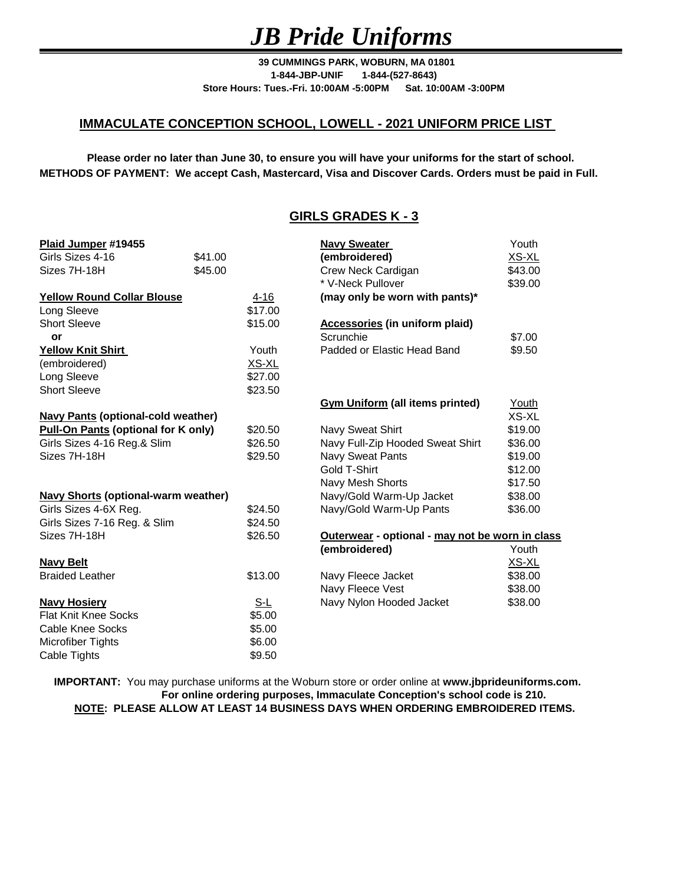# *JB Pride Uniforms*

**39 CUMMINGS PARK, WOBURN, MA 01801**
**1-844-JBP-UNIF 1-844-(527-8643)**
**Store Hours: Tues.-Fri. 10:00AM -5:00PM Sat. 10:00AM -3:00PM**

## IMMACULATE CONCEPTION SCHOOL, LOWELL - 2021 UNIFORM PRICE LIST

**Please order no later than June 30, to ensure you will have your uniforms for the start of school.**
**METHODS OF PAYMENT: We accept Cash, Mastercard, Visa and Discover Cards. Orders must be paid in Full.**

## GIRLS GRADES K - 3

**Plaid Jumper #19455**

| | |
|---|---|
| Girls Sizes 4-16 | $41.00 |
| Sizes 7H-18H | $45.00 |

**Yellow Round Collar Blouse** — 4-16

| | |
|---|---|
| Long Sleeve | $17.00 |
| Short Sleeve | $15.00 |

**or**

**Yellow Knit Shirt** (embroidered) — Youth XS-XL

| | |
|---|---|
| Long Sleeve | $27.00 |
| Short Sleeve | $23.50 |

**Navy Pants (optional-cold weather)**

| | |
|---|---|
| **Pull-On Pants (optional for K only)** | $20.50 |
| Girls Sizes 4-16 Reg.& Slim | $26.50 |
| Sizes 7H-18H | $29.50 |

**Navy Shorts (optional-warm weather)**

| | |
|---|---|
| Girls Sizes 4-6X Reg. | $24.50 |
| Girls Sizes 7-16 Reg. & Slim | $24.50 |
| Sizes 7H-18H | $26.50 |

**Navy Belt**

| | |
|---|---|
| Braided Leather | $13.00 |

**Navy Hosiery** — S-L

| | |
|---|---|
| Flat Knit Knee Socks | $5.00 |
| Cable Knee Socks | $5.00 |
| Microfiber Tights | $6.00 |
| Cable Tights | $9.50 |

**Navy Sweater (embroidered)** — Youth XS-XL

| | |
|---|---|
| Crew Neck Cardigan | $43.00 |
| * V-Neck Pullover | $39.00 |

**(may only be worn with pants)***

**Accessories (in uniform plaid)**

| | |
|---|---|
| Scrunchie | $7.00 |
| Padded or Elastic Head Band | $9.50 |

**Gym Uniform (all items printed)** — Youth XS-XL

| | |
|---|---|
| Navy Sweat Shirt | $19.00 |
| Navy Full-Zip Hooded Sweat Shirt | $36.00 |
| Navy Sweat Pants | $19.00 |
| Gold T-Shirt | $12.00 |
| Navy Mesh Shorts | $17.50 |
| Navy/Gold Warm-Up Jacket | $38.00 |
| Navy/Gold Warm-Up Pants | $36.00 |

**Outerwear - optional - may not be worn in class (embroidered)** — Youth XS-XL

| | |
|---|---|
| Navy Fleece Jacket | $38.00 |
| Navy Fleece Vest | $38.00 |
| Navy Nylon Hooded Jacket | $38.00 |

**IMPORTANT:** You may purchase uniforms at the Woburn store or order online at **www.jbprideuniforms.com.**
**For online ordering purposes, Immaculate Conception's school code is 210.**
**NOTE: PLEASE ALLOW AT LEAST 14 BUSINESS DAYS WHEN ORDERING EMBROIDERED ITEMS.**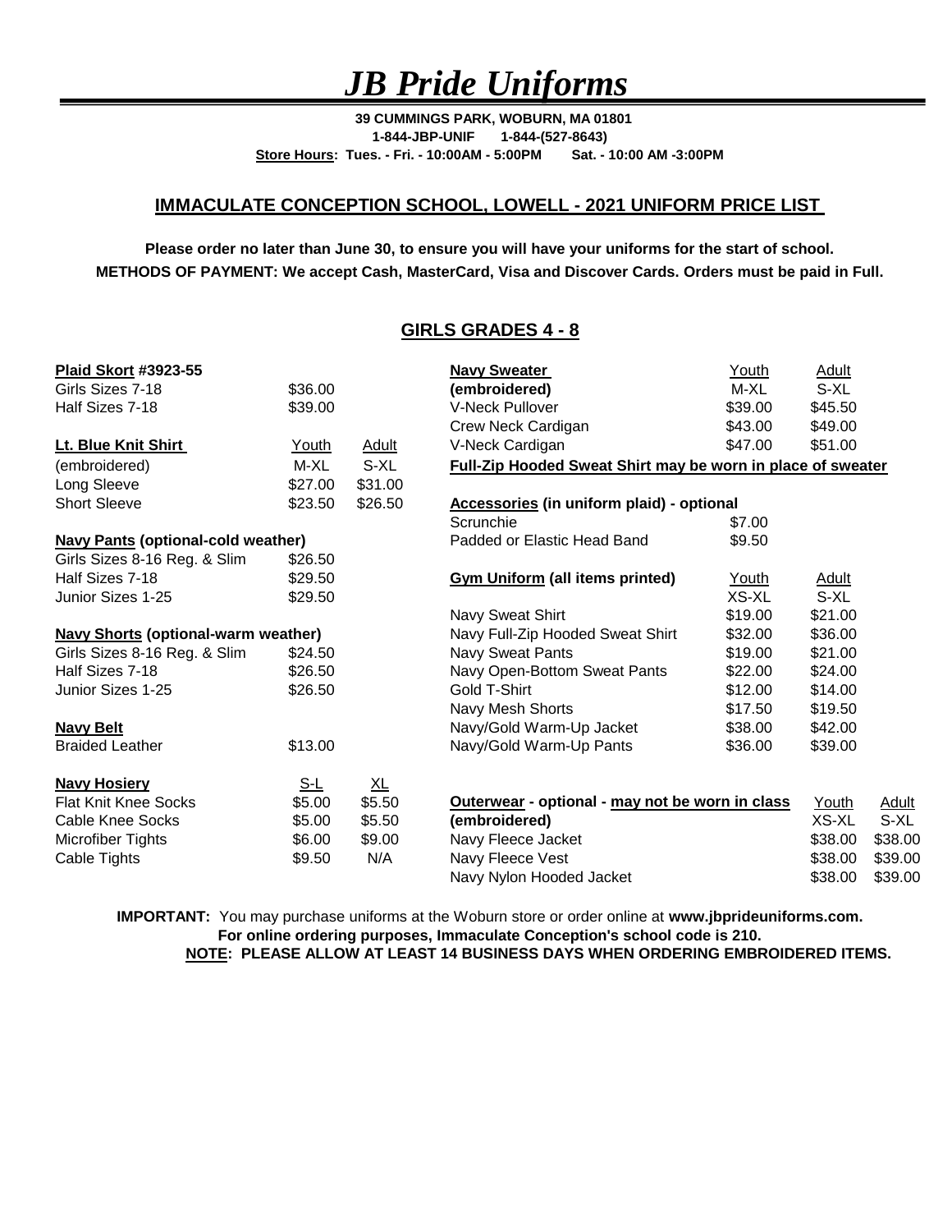# *JB Pride Uniforms*

**39 CUMMINGS PARK, WOBURN, MA 01801**
**1-844-JBP-UNIF 1-844-(527-8643)**
**Store Hours: Tues. - Fri. - 10:00AM - 5:00PM Sat. - 10:00 AM -3:00PM**

## IMMACULATE CONCEPTION SCHOOL, LOWELL - 2021 UNIFORM PRICE LIST

**Please order no later than June 30, to ensure you will have your uniforms for the start of school.**
**METHODS OF PAYMENT: We accept Cash, MasterCard, Visa and Discover Cards. Orders must be paid in Full.**

## GIRLS GRADES 4 - 8

| **Plaid Skort #3923-55** | | |
|---|---|---|
| Girls Sizes 7-18 | $36.00 | |
| Half Sizes 7-18 | $39.00 | |

| **Lt. Blue Knit Shirt** | Youth | Adult |
|---|---|---|
| (embroidered) | M-XL | S-XL |
| Long Sleeve | $27.00 | $31.00 |
| Short Sleeve | $23.50 | $26.50 |

| **Navy Pants (optional-cold weather)** | |
|---|---|
| Girls Sizes 8-16 Reg. & Slim | $26.50 |
| Half Sizes 7-18 | $29.50 |
| Junior Sizes 1-25 | $29.50 |

| **Navy Shorts (optional-warm weather)** | |
|---|---|
| Girls Sizes 8-16 Reg. & Slim | $24.50 |
| Half Sizes 7-18 | $26.50 |
| Junior Sizes 1-25 | $26.50 |

| **Navy Belt** | |
|---|---|
| Braided Leather | $13.00 |

| **Navy Hosiery** | S-L | XL |
|---|---|---|
| Flat Knit Knee Socks | $5.00 | $5.50 |
| Cable Knee Socks | $5.00 | $5.50 |
| Microfiber Tights | $6.00 | $9.00 |
| Cable Tights | $9.50 | N/A |

| **Navy Sweater** | Youth | Adult |
|---|---|---|
| **(embroidered)** | M-XL | S-XL |
| V-Neck Pullover | $39.00 | $45.50 |
| Crew Neck Cardigan | $43.00 | $49.00 |
| V-Neck Cardigan | $47.00 | $51.00 |

**Full-Zip Hooded Sweat Shirt may be worn in place of sweater**

| **Accessories (in uniform plaid) - optional** | |
|---|---|
| Scrunchie | $7.00 |
| Padded or Elastic Head Band | $9.50 |

| **Gym Uniform (all items printed)** | Youth | Adult |
|---|---|---|
| | XS-XL | S-XL |
| Navy Sweat Shirt | $19.00 | $21.00 |
| Navy Full-Zip Hooded Sweat Shirt | $32.00 | $36.00 |
| Navy Sweat Pants | $19.00 | $21.00 |
| Navy Open-Bottom Sweat Pants | $22.00 | $24.00 |
| Gold T-Shirt | $12.00 | $14.00 |
| Navy Mesh Shorts | $17.50 | $19.50 |
| Navy/Gold Warm-Up Jacket | $38.00 | $42.00 |
| Navy/Gold Warm-Up Pants | $36.00 | $39.00 |

| **Outerwear - optional - may not be worn in class** | Youth | Adult |
|---|---|---|
| **(embroidered)** | XS-XL | S-XL |
| Navy Fleece Jacket | $38.00 | $38.00 |
| Navy Fleece Vest | $38.00 | $39.00 |
| Navy Nylon Hooded Jacket | $38.00 | $39.00 |

**IMPORTANT:** You may purchase uniforms at the Woburn store or order online at **www.jbprideuniforms.com.**
**For online ordering purposes, Immaculate Conception's school code is 210.**
**NOTE: PLEASE ALLOW AT LEAST 14 BUSINESS DAYS WHEN ORDERING EMBROIDERED ITEMS.**